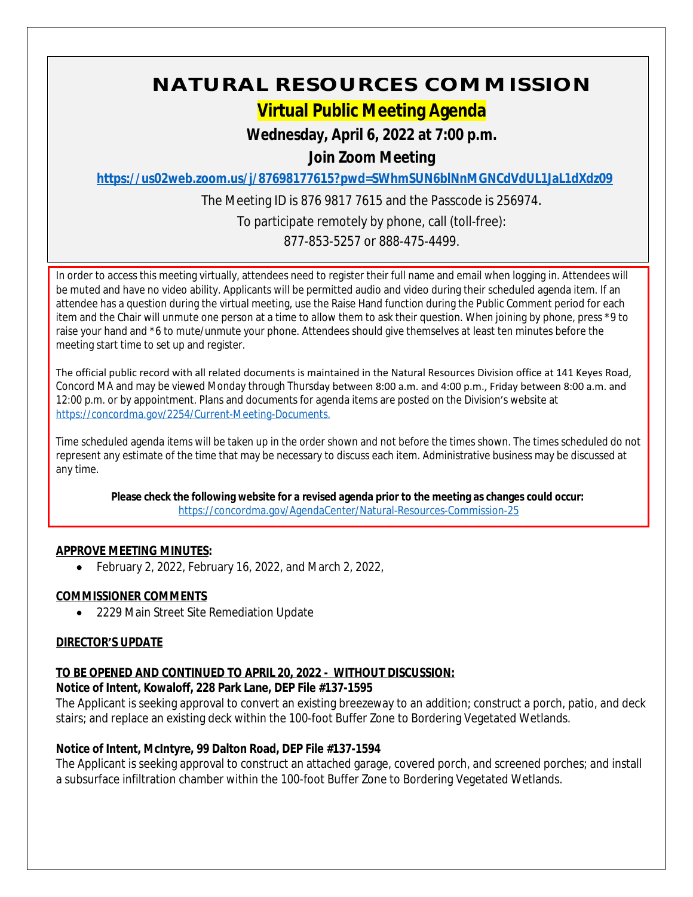# NATURAL RESOURCES COMMISSION

## Virtual Public Meeting Agenda

**Wednesday, April 6, 2022 at 7:00 p.m.**

**Join Zoom Meeting**

**https://us02web.zoom.us/j/87698177615?pwd=SWhmSUN6blNnMGNCdVdUL1JaL1dXdz09**

The Meeting ID is 876 9817 7615 and the Passcode is 256974.

To participate remotely by phone, call (toll-free):

877-853-5257 or 888-475-4499.

In order to access this meeting virtually, attendees need to register their full name and email when logging in. Attendees will be muted and have no video ability. Applicants will be permitted audio and video during their scheduled agenda item. If an attendee has a question during the virtual meeting, use the Raise Hand function during the Public Comment period for each item and the Chair will unmute one person at a time to allow them to ask their question. When joining by phone, press *9 to raise your hand and *6 to mute/unmute your phone. Attendees should give themselves at least ten minutes before the meeting start time to set up and register.

The official public record with all related documents is maintained in the Natural Resources Division office at 141 Keyes Road, Concord MA and may be viewed Monday through Thursday between 8:00 a.m. and 4:00 p.m., Friday between 8:00 a.m. and 12:00 p.m. or by appointment. Plans and documents for agenda items are posted on the Division's website at https://concordma.gov/2254/Current-Meeting-Documents.

Time scheduled agenda items will be taken up in the order shown and not before the times shown. The times scheduled do not represent any estimate of the time that may be necessary to discuss each item. Administrative business may be discussed at any time.

**Please check the following website for a revised agenda prior to the meeting as changes could occur:**
https://concordma.gov/AgendaCenter/Natural-Resources-Commission-25

**APPROVE MEETING MINUTES:**

- February 2, 2022, February 16, 2022, and March 2, 2022,

**COMMISSIONER COMMENTS**

- 2229 Main Street Site Remediation Update

**DIRECTOR'S UPDATE**

**TO BE OPENED AND CONTINUED TO APRIL 20, 2022 - WITHOUT DISCUSSION:**

**Notice of Intent, Kowaloff, 228 Park Lane, DEP File #137-1595**

The Applicant is seeking approval to convert an existing breezeway to an addition; construct a porch, patio, and deck stairs; and replace an existing deck within the 100-foot Buffer Zone to Bordering Vegetated Wetlands.

**Notice of Intent, McIntyre, 99 Dalton Road, DEP File #137-1594**

The Applicant is seeking approval to construct an attached garage, covered porch, and screened porches; and install a subsurface infiltration chamber within the 100-foot Buffer Zone to Bordering Vegetated Wetlands.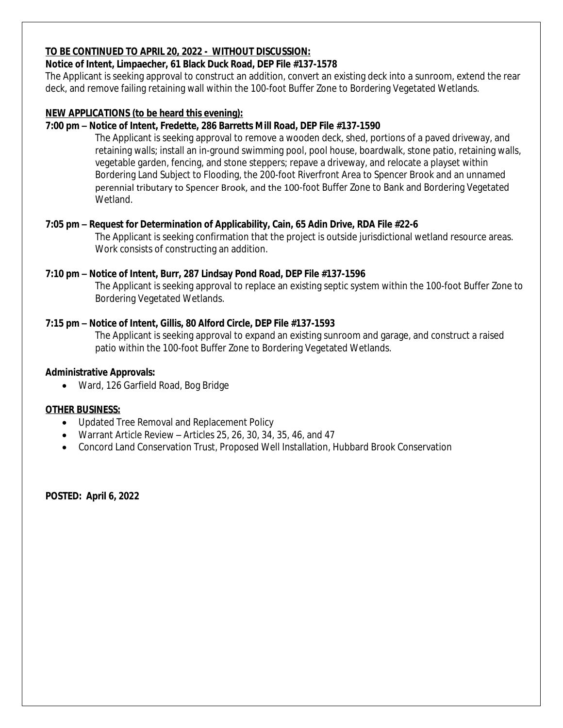**TO BE CONTINUED TO APRIL 20, 2022 - WITHOUT DISCUSSION:**

**Notice of Intent, Limpaecher, 61 Black Duck Road, DEP File #137-1578**

The Applicant is seeking approval to construct an addition, convert an existing deck into a sunroom, extend the rear deck, and remove failing retaining wall within the 100-foot Buffer Zone to Bordering Vegetated Wetlands.

**NEW APPLICATIONS (to be heard this evening):**

**7:00 pm – Notice of Intent, Fredette, 286 Barretts Mill Road, DEP File #137-1590**

The Applicant is seeking approval to remove a wooden deck, shed, portions of a paved driveway, and retaining walls; install an in-ground swimming pool, pool house, boardwalk, stone patio, retaining walls, vegetable garden, fencing, and stone steppers; repave a driveway, and relocate a playset within Bordering Land Subject to Flooding, the 200-foot Riverfront Area to Spencer Brook and an unnamed perennial tributary to Spencer Brook, and the 100-foot Buffer Zone to Bank and Bordering Vegetated Wetland.

**7:05 pm – Request for Determination of Applicability, Cain, 65 Adin Drive, RDA File #22-6**

The Applicant is seeking confirmation that the project is outside jurisdictional wetland resource areas. Work consists of constructing an addition.

**7:10 pm – Notice of Intent, Burr, 287 Lindsay Pond Road, DEP File #137-1596**

The Applicant is seeking approval to replace an existing septic system within the 100-foot Buffer Zone to Bordering Vegetated Wetlands.

**7:15 pm – Notice of Intent, Gillis, 80 Alford Circle, DEP File #137-1593**

The Applicant is seeking approval to expand an existing sunroom and garage, and construct a raised patio within the 100-foot Buffer Zone to Bordering Vegetated Wetlands.

**Administrative Approvals:**

- Ward, 126 Garfield Road, Bog Bridge

**OTHER BUSINESS:**

- Updated Tree Removal and Replacement Policy
- Warrant Article Review – Articles 25, 26, 30, 34, 35, 46, and 47
- Concord Land Conservation Trust, Proposed Well Installation, Hubbard Brook Conservation

**POSTED: April 6, 2022**